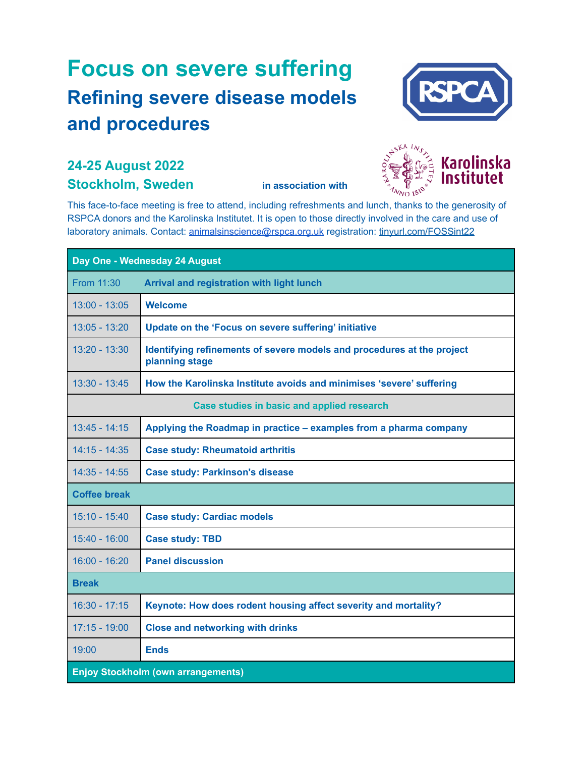# Focus on severe suffering

## Refining severe disease models and procedures

### 24-25 August 2022
### Stockholm, Sweden

in association with Karolinska Institutet

This face-to-face meeting is free to attend, including refreshments and lunch, thanks to the generosity of RSPCA donors and the Karolinska Institutet. It is open to those directly involved in the care and use of laboratory animals. Contact: animalsinscience@rspca.org.uk registration: tinyurl.com/FOSSint22

| Day One - Wednesday 24 August | |
|---|---|
| From 11:30 | **Arrival and registration with light lunch** |
| 13:00 - 13:05 | **Welcome** |
| 13:05 - 13:20 | **Update on the 'Focus on severe suffering' initiative** |
| 13:20 - 13:30 | **Identifying refinements of severe models and procedures at the project planning stage** |
| 13:30 - 13:45 | **How the Karolinska Institute avoids and minimises 'severe' suffering** |
| **Case studies in basic and applied research** | |
| 13:45 - 14:15 | **Applying the Roadmap in practice – examples from a pharma company** |
| 14:15 - 14:35 | **Case study: Rheumatoid arthritis** |
| 14:35 - 14:55 | **Case study: Parkinson's disease** |
| **Coffee break** | |
| 15:10 - 15:40 | **Case study: Cardiac models** |
| 15:40 - 16:00 | **Case study: TBD** |
| 16:00 - 16:20 | **Panel discussion** |
| **Break** | |
| 16:30 - 17:15 | **Keynote: How does rodent housing affect severity and mortality?** |
| 17:15 - 19:00 | **Close and networking with drinks** |
| 19:00 | **Ends** |
| **Enjoy Stockholm (own arrangements)** | |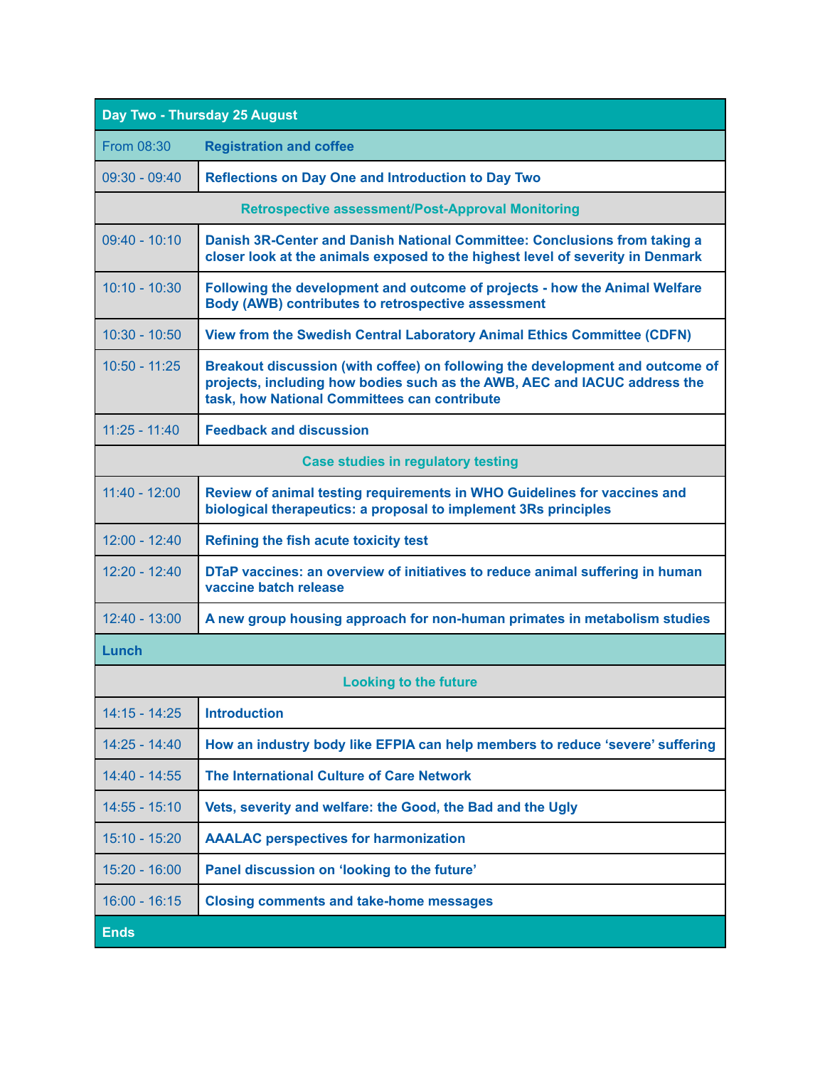| Day Two - Thursday 25 August | |
|---|---|
| From 08:30 | **Registration and coffee** |
| 09:30 - 09:40 | **Reflections on Day One and Introduction to Day Two** |
| **Retrospective assessment/Post-Approval Monitoring** | |
| 09:40 - 10:10 | **Danish 3R-Center and Danish National Committee: Conclusions from taking a closer look at the animals exposed to the highest level of severity in Denmark** |
| 10:10 - 10:30 | **Following the development and outcome of projects - how the Animal Welfare Body (AWB) contributes to retrospective assessment** |
| 10:30 - 10:50 | **View from the Swedish Central Laboratory Animal Ethics Committee (CDFN)** |
| 10:50 - 11:25 | **Breakout discussion (with coffee) on following the development and outcome of projects, including how bodies such as the AWB, AEC and IACUC address the task, how National Committees can contribute** |
| 11:25 - 11:40 | **Feedback and discussion** |
| **Case studies in regulatory testing** | |
| 11:40 - 12:00 | **Review of animal testing requirements in WHO Guidelines for vaccines and biological therapeutics: a proposal to implement 3Rs principles** |
| 12:00 - 12:40 | **Refining the fish acute toxicity test** |
| 12:20 - 12:40 | **DTaP vaccines: an overview of initiatives to reduce animal suffering in human vaccine batch release** |
| 12:40 - 13:00 | **A new group housing approach for non-human primates in metabolism studies** |
| **Lunch** | |
| **Looking to the future** | |
| 14:15 - 14:25 | **Introduction** |
| 14:25 - 14:40 | **How an industry body like EFPIA can help members to reduce 'severe' suffering** |
| 14:40 - 14:55 | **The International Culture of Care Network** |
| 14:55 - 15:10 | **Vets, severity and welfare: the Good, the Bad and the Ugly** |
| 15:10 - 15:20 | **AAALAC perspectives for harmonization** |
| 15:20 - 16:00 | **Panel discussion on 'looking to the future'** |
| 16:00 - 16:15 | **Closing comments and take-home messages** |
| **Ends** | |